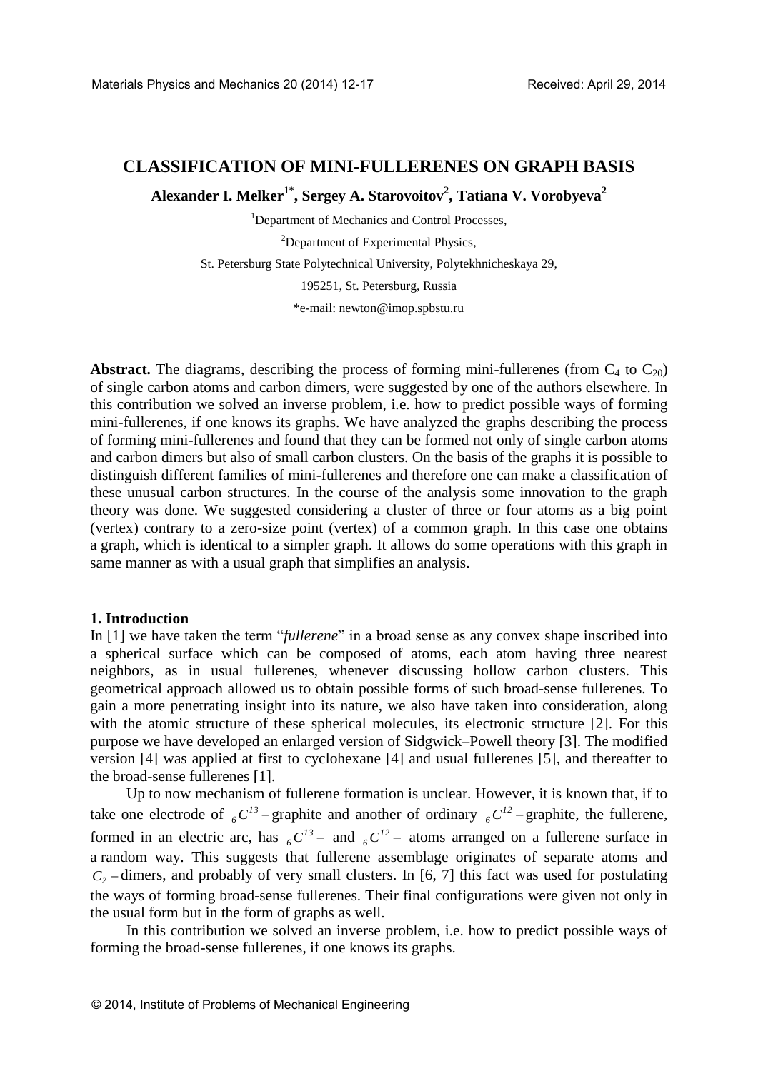# CLASSIFICATION OF MINI-FULLERENES ON GRAPH BASIS

**Alexander I. Melker[1*], Sergey A. Starovoitov[2], Tatiana V. Vorobyeva[2]**

[1]Department of Mechanics and Control Processes,

[2]Department of Experimental Physics,

St. Petersburg State Polytechnical University, Polytekhnicheskaya 29,

195251, St. Petersburg, Russia

*e-mail: newton@imop.spbstu.ru

**Abstract.** The diagrams, describing the process of forming mini-fullerenes (from $C_4$ to $C_{20}$) of single carbon atoms and carbon dimers, were suggested by one of the authors elsewhere. In this contribution we solved an inverse problem, i.e. how to predict possible ways of forming mini-fullerenes, if one knows its graphs. We have analyzed the graphs describing the process of forming mini-fullerenes and found that they can be formed not only of single carbon atoms and carbon dimers but also of small carbon clusters. On the basis of the graphs it is possible to distinguish different families of mini-fullerenes and therefore one can make a classification of these unusual carbon structures. In the course of the analysis some innovation to the graph theory was done. We suggested considering a cluster of three or four atoms as a big point (vertex) contrary to a zero-size point (vertex) of a common graph. In this case one obtains a graph, which is identical to a simpler graph. It allows do some operations with this graph in same manner as with a usual graph that simplifies an analysis.

## 1. Introduction

In [1] we have taken the term "*fullerene*" in a broad sense as any convex shape inscribed into a spherical surface which can be composed of atoms, each atom having three nearest neighbors, as in usual fullerenes, whenever discussing hollow carbon clusters. This geometrical approach allowed us to obtain possible forms of such broad-sense fullerenes. To gain a more penetrating insight into its nature, we also have taken into consideration, along with the atomic structure of these spherical molecules, its electronic structure [2]. For this purpose we have developed an enlarged version of Sidgwick–Powell theory [3]. The modified version [4] was applied at first to cyclohexane [4] and usual fullerenes [5], and thereafter to the broad-sense fullerenes [1].

Up to now mechanism of fullerene formation is unclear. However, it is known that, if to take one electrode of ${}_6C^{13}$ – graphite and another of ordinary ${}_6C^{12}$ – graphite, the fullerene, formed in an electric arc, has ${}_6C^{13}$ – and ${}_6C^{12}$ – atoms arranged on a fullerene surface in a random way. This suggests that fullerene assemblage originates of separate atoms and $C_2$ – dimers, and probably of very small clusters. In [6, 7] this fact was used for postulating the ways of forming broad-sense fullerenes. Their final configurations were given not only in the usual form but in the form of graphs as well.

In this contribution we solved an inverse problem, i.e. how to predict possible ways of forming the broad-sense fullerenes, if one knows its graphs.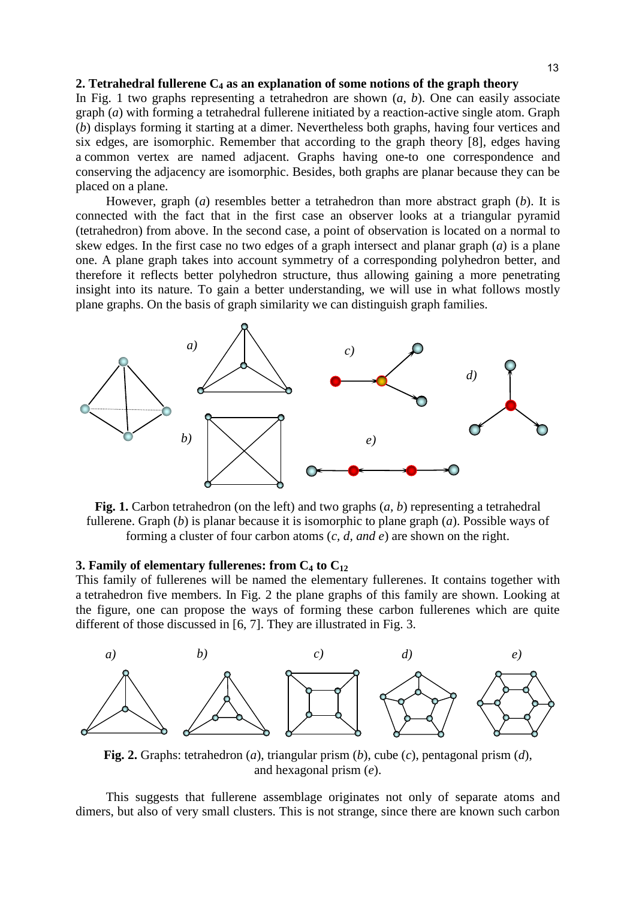## 2. Tetrahedral fullerene $C_4$ as an explanation of some notions of the graph theory

In Fig. 1 two graphs representing a tetrahedron are shown (*a*, *b*). One can easily associate graph (*a*) with forming a tetrahedral fullerene initiated by a reaction-active single atom. Graph (*b*) displays forming it starting at a dimer. Nevertheless both graphs, having four vertices and six edges, are isomorphic. Remember that according to the graph theory [8], edges having a common vertex are named adjacent. Graphs having one-to one correspondence and conserving the adjacency are isomorphic. Besides, both graphs are planar because they can be placed on a plane.

However, graph (*a*) resembles better a tetrahedron than more abstract graph (*b*). It is connected with the fact that in the first case an observer looks at a triangular pyramid (tetrahedron) from above. In the second case, a point of observation is located on a normal to skew edges. In the first case no two edges of a graph intersect and planar graph (*a*) is a plane one. A plane graph takes into account symmetry of a corresponding polyhedron better, and therefore it reflects better polyhedron structure, thus allowing gaining a more penetrating insight into its nature. To gain a better understanding, we will use in what follows mostly plane graphs. On the basis of graph similarity we can distinguish graph families.

**Fig. 1.** Carbon tetrahedron (on the left) and two graphs (*a*, *b*) representing a tetrahedral fullerene. Graph (*b*) is planar because it is isomorphic to plane graph (*a*). Possible ways of forming a cluster of four carbon atoms (*c, d, and e*) are shown on the right.

## 3. Family of elementary fullerenes: from $C_4$ to $C_{12}$

This family of fullerenes will be named the elementary fullerenes. It contains together with a tetrahedron five members. In Fig. 2 the plane graphs of this family are shown. Looking at the figure, one can propose the ways of forming these carbon fullerenes which are quite different of those discussed in [6, 7]. They are illustrated in Fig. 3.

**Fig. 2.** Graphs: tetrahedron (*a*), triangular prism (*b*), cube (*c*), pentagonal prism (*d*), and hexagonal prism (*e*).

This suggests that fullerene assemblage originates not only of separate atoms and dimers, but also of very small clusters. This is not strange, since there are known such carbon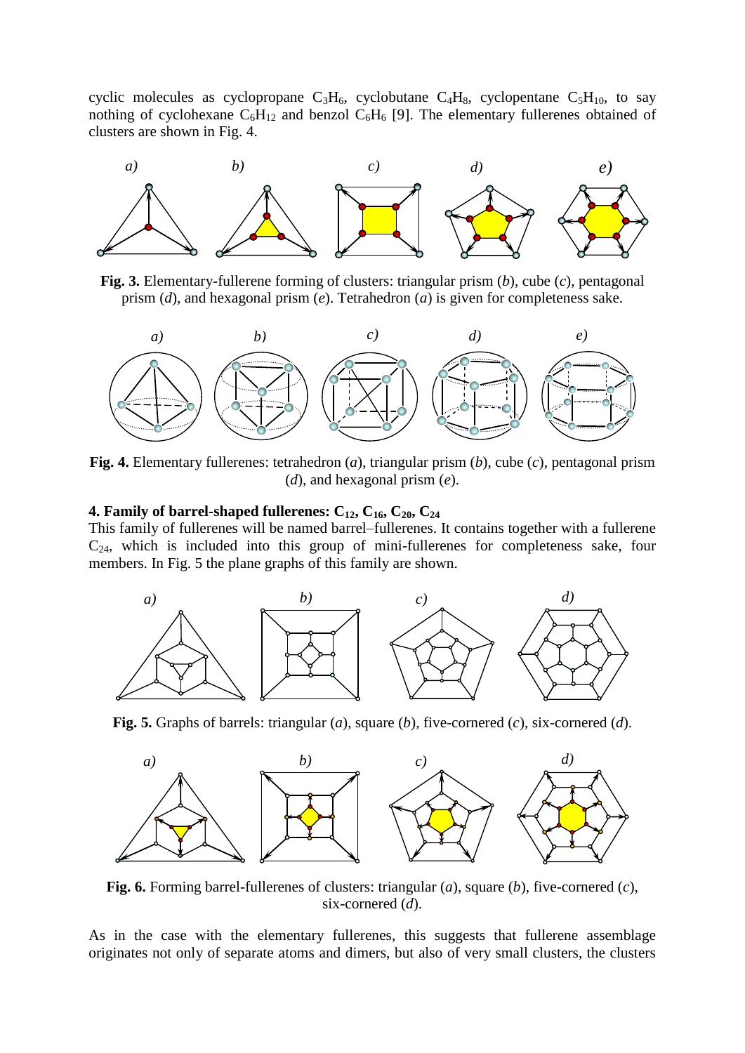cyclic molecules as cyclopropane $C_3H_6$, cyclobutane $C_4H_8$, cyclopentane $C_5H_{10}$, to say nothing of cyclohexane $C_6H_{12}$ and benzol $C_6H_6$ [9]. The elementary fullerenes obtained of clusters are shown in Fig. 4.

a) b) c) d) e)

**Fig. 3.** Elementary-fullerene forming of clusters: triangular prism (*b*), cube (*c*), pentagonal prism (*d*), and hexagonal prism (*e*). Tetrahedron (*a*) is given for completeness sake.

a) b) c) d) e)

**Fig. 4.** Elementary fullerenes: tetrahedron (*a*), triangular prism (*b*), cube (*c*), pentagonal prism (*d*), and hexagonal prism (*e*).

### 4. Family of barrel-shaped fullerenes: $C_{12}$, $C_{16}$, $C_{20}$, $C_{24}$

This family of fullerenes will be named barrel–fullerenes. It contains together with a fullerene $C_{24}$, which is included into this group of mini-fullerenes for completeness sake, four members. In Fig. 5 the plane graphs of this family are shown.

a) b) c) d)

**Fig. 5.** Graphs of barrels: triangular (*a*), square (*b*), five-cornered (*c*), six-cornered (*d*).

a) b) c) d)

**Fig. 6.** Forming barrel-fullerenes of clusters: triangular (*a*), square (*b*), five-cornered (*c*), six-cornered (*d*).

As in the case with the elementary fullerenes, this suggests that fullerene assemblage originates not only of separate atoms and dimers, but also of very small clusters, the clusters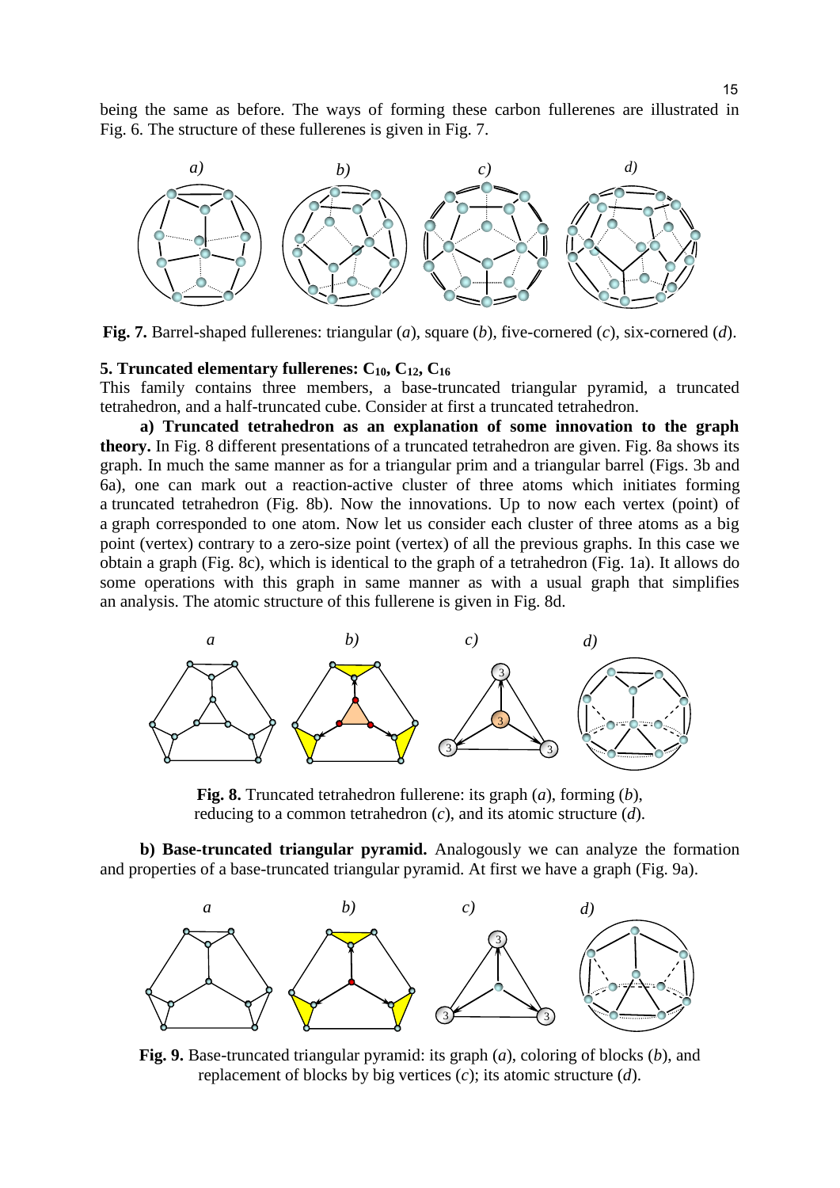being the same as before. The ways of forming these carbon fullerenes are illustrated in Fig. 6. The structure of these fullerenes is given in Fig. 7.

**Fig. 7.** Barrel-shaped fullerenes: triangular (*a*), square (*b*), five-cornered (*c*), six-cornered (*d*).

### 5. Truncated elementary fullerenes: $C_{10}$, $C_{12}$, $C_{16}$

This family contains three members, a base-truncated triangular pyramid, a truncated tetrahedron, and a half-truncated cube. Consider at first a truncated tetrahedron.

**a) Truncated tetrahedron as an explanation of some innovation to the graph theory.** In Fig. 8 different presentations of a truncated tetrahedron are given. Fig. 8a shows its graph. In much the same manner as for a triangular prim and a triangular barrel (Figs. 3b and 6a), one can mark out a reaction-active cluster of three atoms which initiates forming a truncated tetrahedron (Fig. 8b). Now the innovations. Up to now each vertex (point) of a graph corresponded to one atom. Now let us consider each cluster of three atoms as a big point (vertex) contrary to a zero-size point (vertex) of all the previous graphs. In this case we obtain a graph (Fig. 8c), which is identical to the graph of a tetrahedron (Fig. 1a). It allows do some operations with this graph in same manner as with a usual graph that simplifies an analysis. The atomic structure of this fullerene is given in Fig. 8d.

**Fig. 8.** Truncated tetrahedron fullerene: its graph (*a*), forming (*b*), reducing to a common tetrahedron (*c*), and its atomic structure (*d*).

**b) Base-truncated triangular pyramid.** Analogously we can analyze the formation and properties of a base-truncated triangular pyramid. At first we have a graph (Fig. 9a).

**Fig. 9.** Base-truncated triangular pyramid: its graph (*a*), coloring of blocks (*b*), and replacement of blocks by big vertices (*c*); its atomic structure (*d*).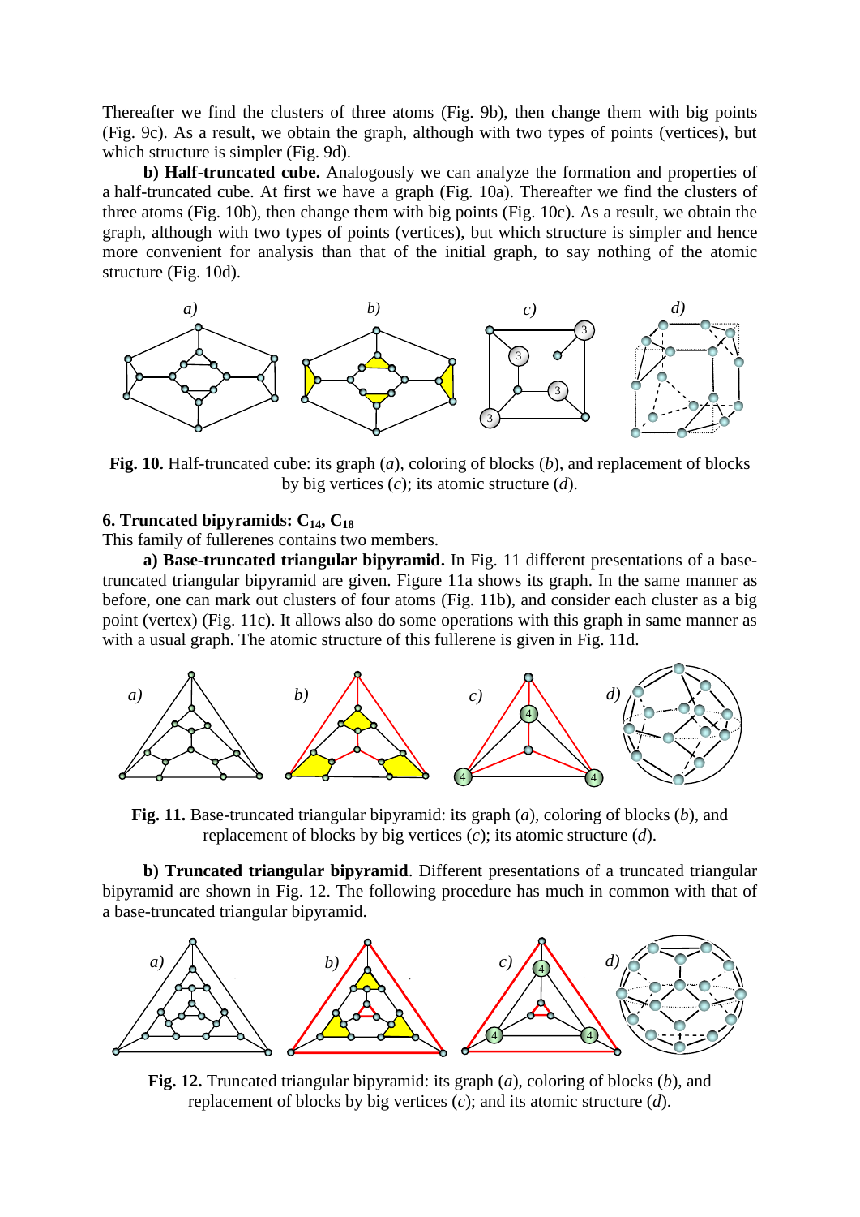Thereafter we find the clusters of three atoms (Fig. 9b), then change them with big points (Fig. 9c). As a result, we obtain the graph, although with two types of points (vertices), but which structure is simpler (Fig. 9d).

**b) Half-truncated cube.** Analogously we can analyze the formation and properties of a half-truncated cube. At first we have a graph (Fig. 10a). Thereafter we find the clusters of three atoms (Fig. 10b), then change them with big points (Fig. 10c). As a result, we obtain the graph, although with two types of points (vertices), but which structure is simpler and hence more convenient for analysis than that of the initial graph, to say nothing of the atomic structure (Fig. 10d).

**Fig. 10.** Half-truncated cube: its graph (*a*), coloring of blocks (*b*), and replacement of blocks by big vertices (*c*); its atomic structure (*d*).

## 6. Truncated bipyramids: $C_{14}$, $C_{18}$

This family of fullerenes contains two members.

**a) Base-truncated triangular bipyramid.** In Fig. 11 different presentations of a base-truncated triangular bipyramid are given. Figure 11a shows its graph. In the same manner as before, one can mark out clusters of four atoms (Fig. 11b), and consider each cluster as a big point (vertex) (Fig. 11c). It allows also do some operations with this graph in same manner as with a usual graph. The atomic structure of this fullerene is given in Fig. 11d.

**Fig. 11.** Base-truncated triangular bipyramid: its graph (*a*), coloring of blocks (*b*), and replacement of blocks by big vertices (*c*); its atomic structure (*d*).

**b) Truncated triangular bipyramid**. Different presentations of a truncated triangular bipyramid are shown in Fig. 12. The following procedure has much in common with that of a base-truncated triangular bipyramid.

**Fig. 12.** Truncated triangular bipyramid: its graph (*a*), coloring of blocks (*b*), and replacement of blocks by big vertices (*c*); and its atomic structure (*d*).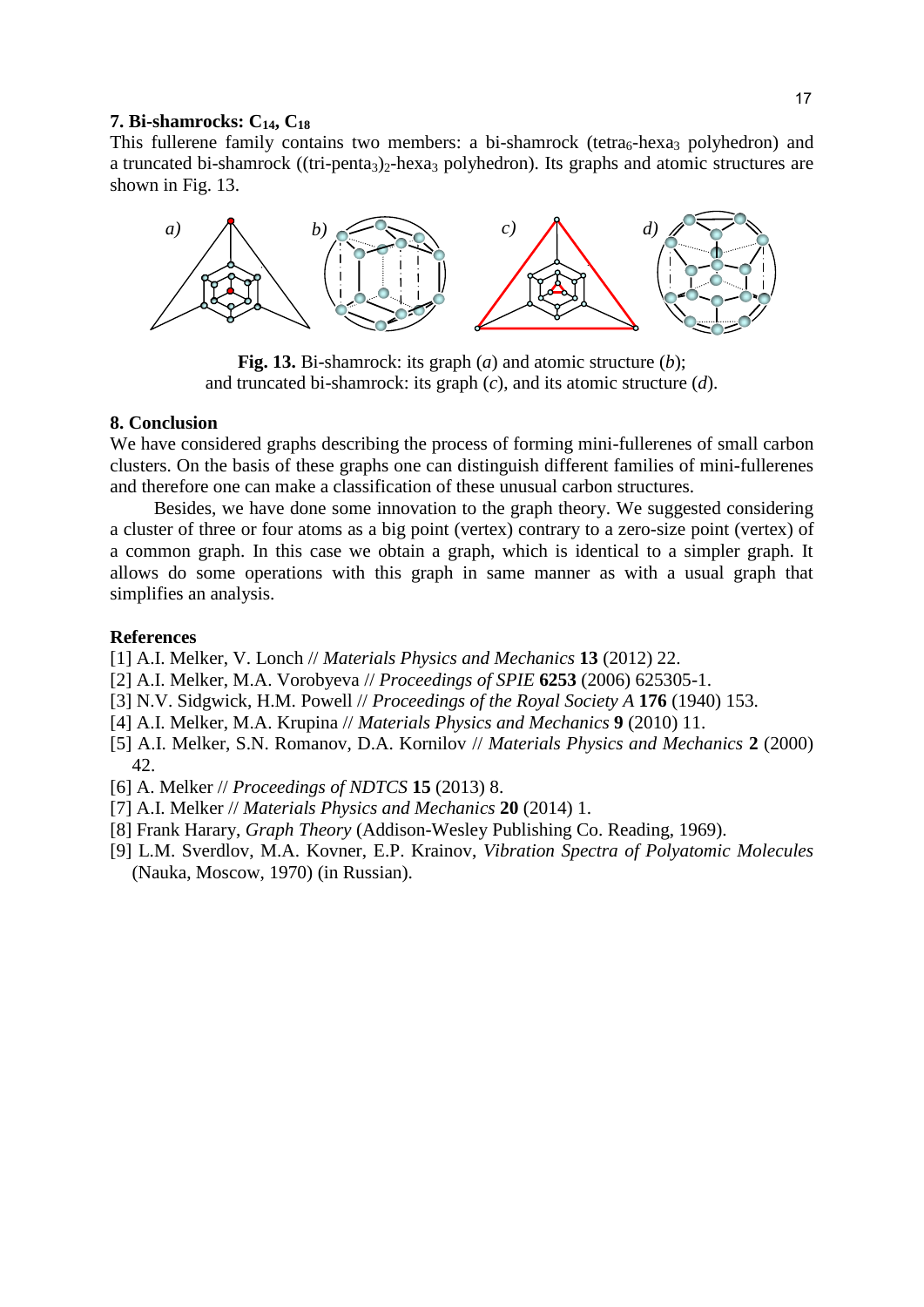## 7. Bi-shamrocks: $C_{14}$, $C_{18}$

This fullerene family contains two members: a bi-shamrock (tetra$_6$-hexa$_3$ polyhedron) and a truncated bi-shamrock ((tri-penta$_3$)$_2$-hexa$_3$ polyhedron). Its graphs and atomic structures are shown in Fig. 13.

a) b) c) d)

**Fig. 13.** Bi-shamrock: its graph (*a*) and atomic structure (*b*); and truncated bi-shamrock: its graph (*c*), and its atomic structure (*d*).

## 8. Conclusion

We have considered graphs describing the process of forming mini-fullerenes of small carbon clusters. On the basis of these graphs one can distinguish different families of mini-fullerenes and therefore one can make a classification of these unusual carbon structures.

Besides, we have done some innovation to the graph theory. We suggested considering a cluster of three or four atoms as a big point (vertex) contrary to a zero-size point (vertex) of a common graph. In this case we obtain a graph, which is identical to a simpler graph. It allows do some operations with this graph in same manner as with a usual graph that simplifies an analysis.

## References

[1] A.I. Melker, V. Lonch // *Materials Physics and Mechanics* **13** (2012) 22.

[2] A.I. Melker, M.A. Vorobyeva // *Proceedings of SPIE* **6253** (2006) 625305-1.

[3] N.V. Sidgwick, H.M. Powell // *Proceedings of the Royal Society A* **176** (1940) 153.

[4] A.I. Melker, M.A. Krupina // *Materials Physics and Mechanics* **9** (2010) 11.

[5] A.I. Melker, S.N. Romanov, D.A. Kornilov // *Materials Physics and Mechanics* **2** (2000) 42.

[6] A. Melker // *Proceedings of NDTCS* **15** (2013) 8.

[7] A.I. Melker // *Materials Physics and Mechanics* **20** (2014) 1.

[8] Frank Harary, *Graph Theory* (Addison-Wesley Publishing Co. Reading, 1969).

[9] L.M. Sverdlov, M.A. Kovner, E.P. Krainov, *Vibration Spectra of Polyatomic Molecules* (Nauka, Moscow, 1970) (in Russian).